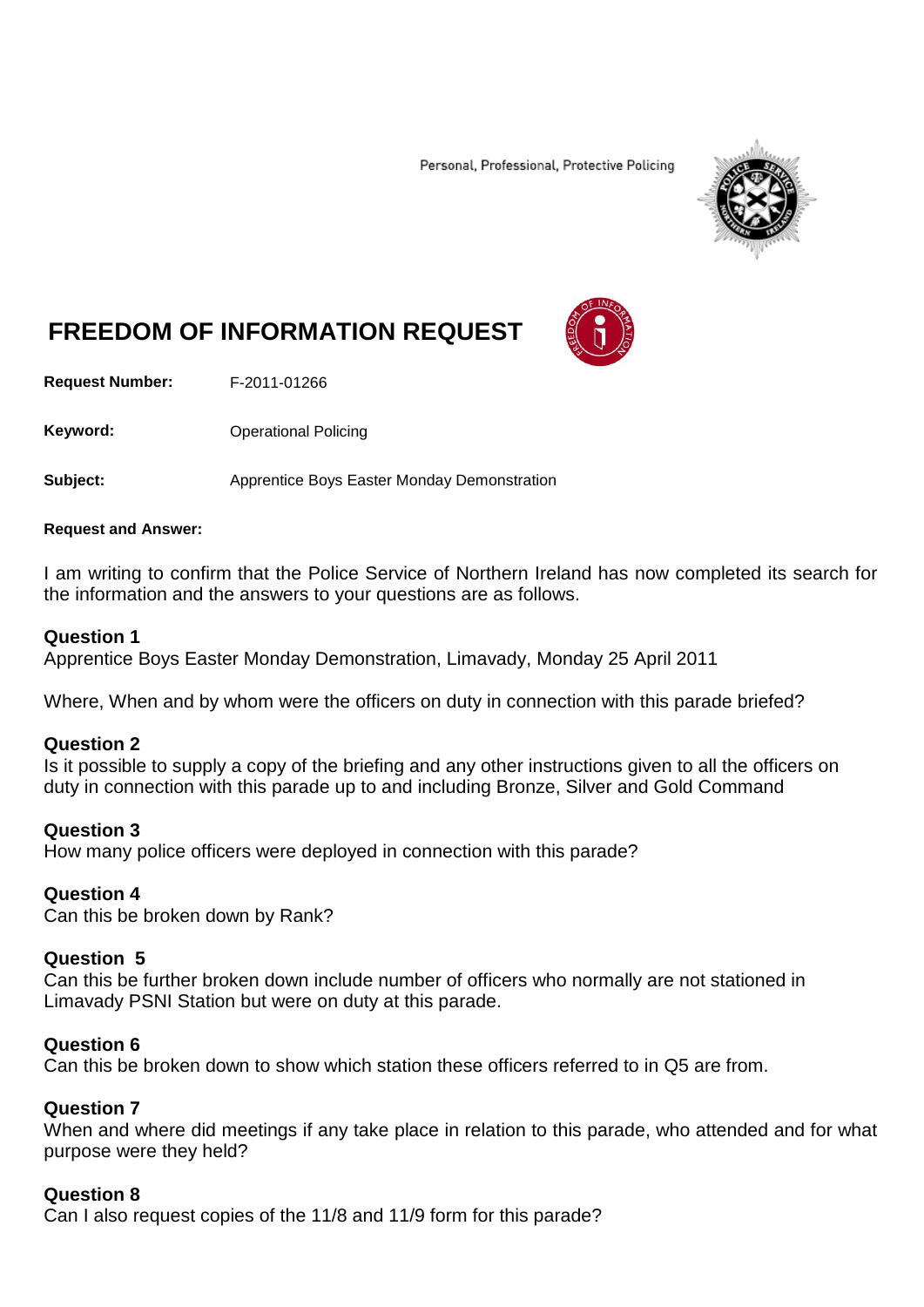Personal, Professional, Protective Policing

# FREEDOM OF INFORMATION REQUEST

**Request Number:** F-2011-01266

**Keyword:** Operational Policing

**Subject:** Apprentice Boys Easter Monday Demonstration

**Request and Answer:**

I am writing to confirm that the Police Service of Northern Ireland has now completed its search for the information and the answers to your questions are as follows.

**Question 1**
Apprentice Boys Easter Monday Demonstration, Limavady, Monday 25 April 2011

Where, When and by whom were the officers on duty in connection with this parade briefed?

**Question 2**
Is it possible to supply a copy of the briefing and any other instructions given to all the officers on duty in connection with this parade up to and including Bronze, Silver and Gold Command

**Question 3**
How many police officers were deployed in connection with this parade?

**Question 4**
Can this be broken down by Rank?

**Question 5**
Can this be further broken down include number of officers who normally are not stationed in Limavady PSNI Station but were on duty at this parade.

**Question 6**
Can this be broken down to show which station these officers referred to in Q5 are from.

**Question 7**
When and where did meetings if any take place in relation to this parade, who attended and for what purpose were they held?

**Question 8**
Can I also request copies of the 11/8 and 11/9 form for this parade?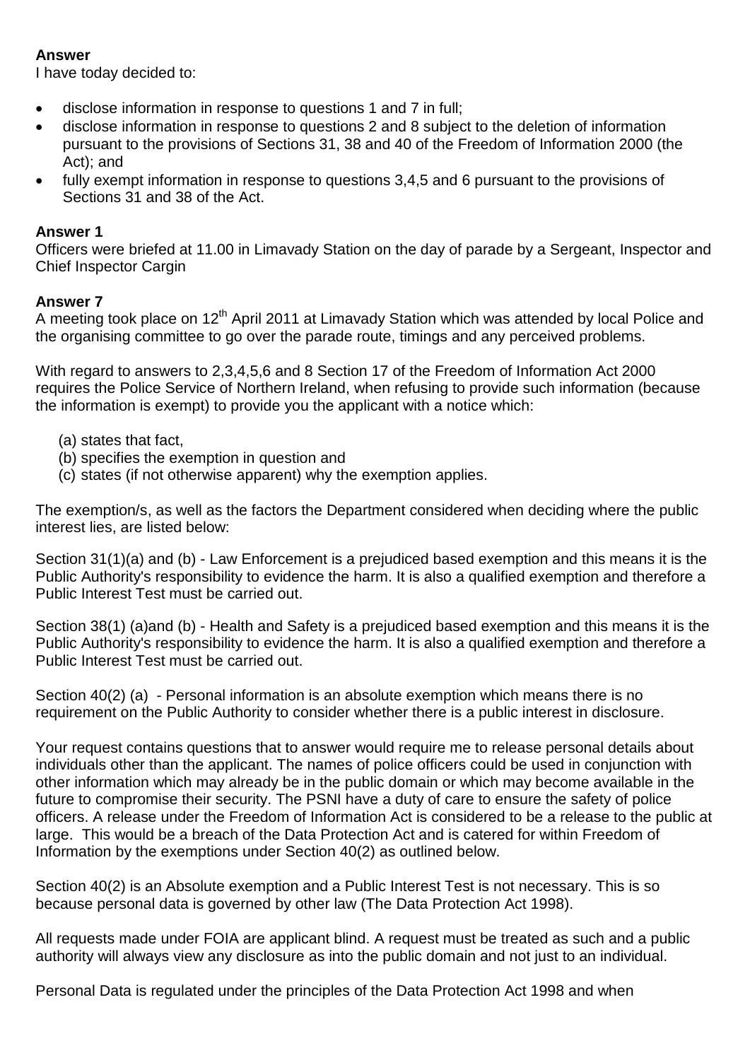**Answer**
I have today decided to:

- disclose information in response to questions 1 and 7 in full;
- disclose information in response to questions 2 and 8 subject to the deletion of information pursuant to the provisions of Sections 31, 38 and 40 of the Freedom of Information 2000 (the Act); and
- fully exempt information in response to questions 3,4,5 and 6 pursuant to the provisions of Sections 31 and 38 of the Act.

**Answer 1**
Officers were briefed at 11.00 in Limavady Station on the day of parade by a Sergeant, Inspector and Chief Inspector Cargin

**Answer 7**
A meeting took place on 12th April 2011 at Limavady Station which was attended by local Police and the organising committee to go over the parade route, timings and any perceived problems.

With regard to answers to 2,3,4,5,6 and 8 Section 17 of the Freedom of Information Act 2000 requires the Police Service of Northern Ireland, when refusing to provide such information (because the information is exempt) to provide you the applicant with a notice which:

(a) states that fact,
(b) specifies the exemption in question and
(c) states (if not otherwise apparent) why the exemption applies.

The exemption/s, as well as the factors the Department considered when deciding where the public interest lies, are listed below:

Section 31(1)(a) and (b) - Law Enforcement is a prejudiced based exemption and this means it is the Public Authority's responsibility to evidence the harm. It is also a qualified exemption and therefore a Public Interest Test must be carried out.

Section 38(1) (a)and (b) - Health and Safety is a prejudiced based exemption and this means it is the Public Authority's responsibility to evidence the harm. It is also a qualified exemption and therefore a Public Interest Test must be carried out.

Section 40(2) (a) - Personal information is an absolute exemption which means there is no requirement on the Public Authority to consider whether there is a public interest in disclosure.

Your request contains questions that to answer would require me to release personal details about individuals other than the applicant. The names of police officers could be used in conjunction with other information which may already be in the public domain or which may become available in the future to compromise their security. The PSNI have a duty of care to ensure the safety of police officers. A release under the Freedom of Information Act is considered to be a release to the public at large. This would be a breach of the Data Protection Act and is catered for within Freedom of Information by the exemptions under Section 40(2) as outlined below.

Section 40(2) is an Absolute exemption and a Public Interest Test is not necessary. This is so because personal data is governed by other law (The Data Protection Act 1998).

All requests made under FOIA are applicant blind. A request must be treated as such and a public authority will always view any disclosure as into the public domain and not just to an individual.

Personal Data is regulated under the principles of the Data Protection Act 1998 and when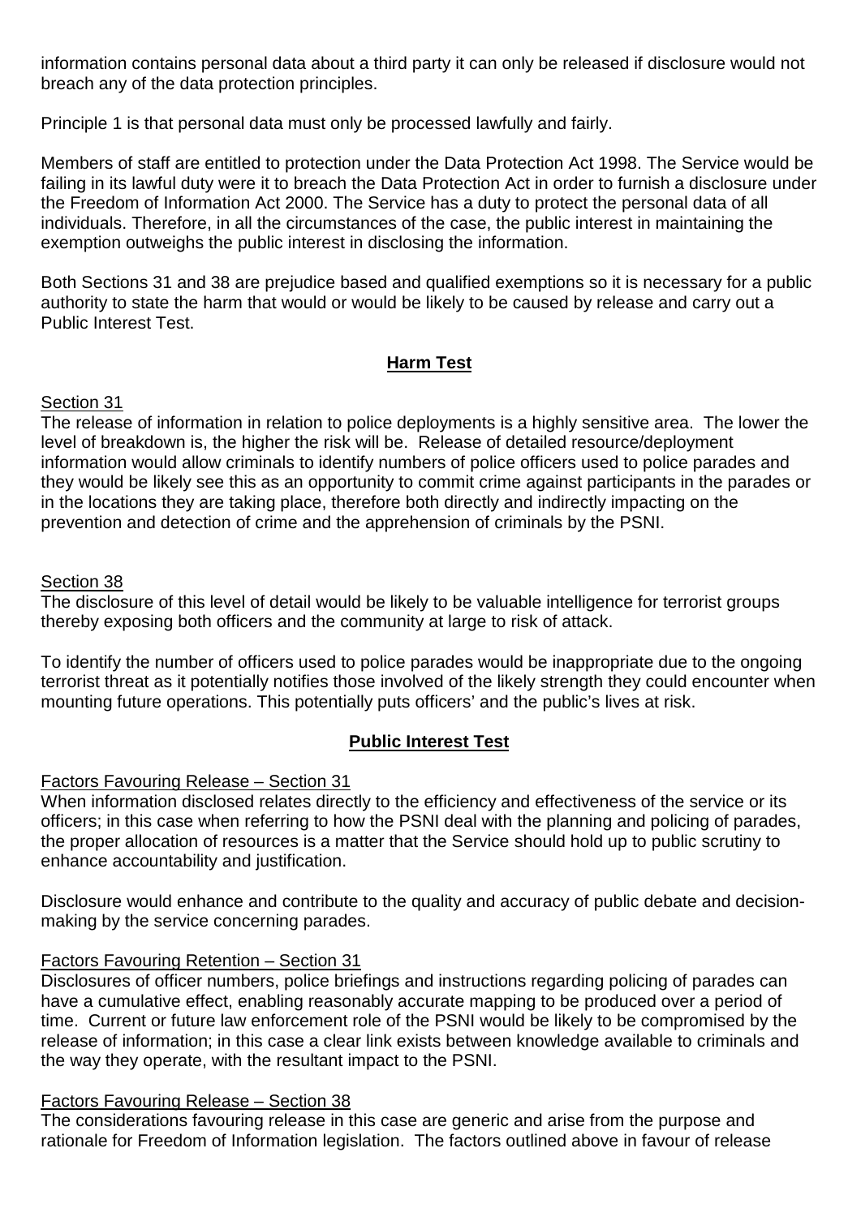information contains personal data about a third party it can only be released if disclosure would not breach any of the data protection principles.

Principle 1 is that personal data must only be processed lawfully and fairly.

Members of staff are entitled to protection under the Data Protection Act 1998. The Service would be failing in its lawful duty were it to breach the Data Protection Act in order to furnish a disclosure under the Freedom of Information Act 2000. The Service has a duty to protect the personal data of all individuals. Therefore, in all the circumstances of the case, the public interest in maintaining the exemption outweighs the public interest in disclosing the information.

Both Sections 31 and 38 are prejudice based and qualified exemptions so it is necessary for a public authority to state the harm that would or would be likely to be caused by release and carry out a Public Interest Test.

## Harm Test

Section 31

The release of information in relation to police deployments is a highly sensitive area. The lower the level of breakdown is, the higher the risk will be. Release of detailed resource/deployment information would allow criminals to identify numbers of police officers used to police parades and they would be likely see this as an opportunity to commit crime against participants in the parades or in the locations they are taking place, therefore both directly and indirectly impacting on the prevention and detection of crime and the apprehension of criminals by the PSNI.

Section 38

The disclosure of this level of detail would be likely to be valuable intelligence for terrorist groups thereby exposing both officers and the community at large to risk of attack.

To identify the number of officers used to police parades would be inappropriate due to the ongoing terrorist threat as it potentially notifies those involved of the likely strength they could encounter when mounting future operations. This potentially puts officers' and the public's lives at risk.

## Public Interest Test

Factors Favouring Release – Section 31

When information disclosed relates directly to the efficiency and effectiveness of the service or its officers; in this case when referring to how the PSNI deal with the planning and policing of parades, the proper allocation of resources is a matter that the Service should hold up to public scrutiny to enhance accountability and justification.

Disclosure would enhance and contribute to the quality and accuracy of public debate and decision-making by the service concerning parades.

Factors Favouring Retention – Section 31

Disclosures of officer numbers, police briefings and instructions regarding policing of parades can have a cumulative effect, enabling reasonably accurate mapping to be produced over a period of time. Current or future law enforcement role of the PSNI would be likely to be compromised by the release of information; in this case a clear link exists between knowledge available to criminals and the way they operate, with the resultant impact to the PSNI.

Factors Favouring Release – Section 38

The considerations favouring release in this case are generic and arise from the purpose and rationale for Freedom of Information legislation. The factors outlined above in favour of release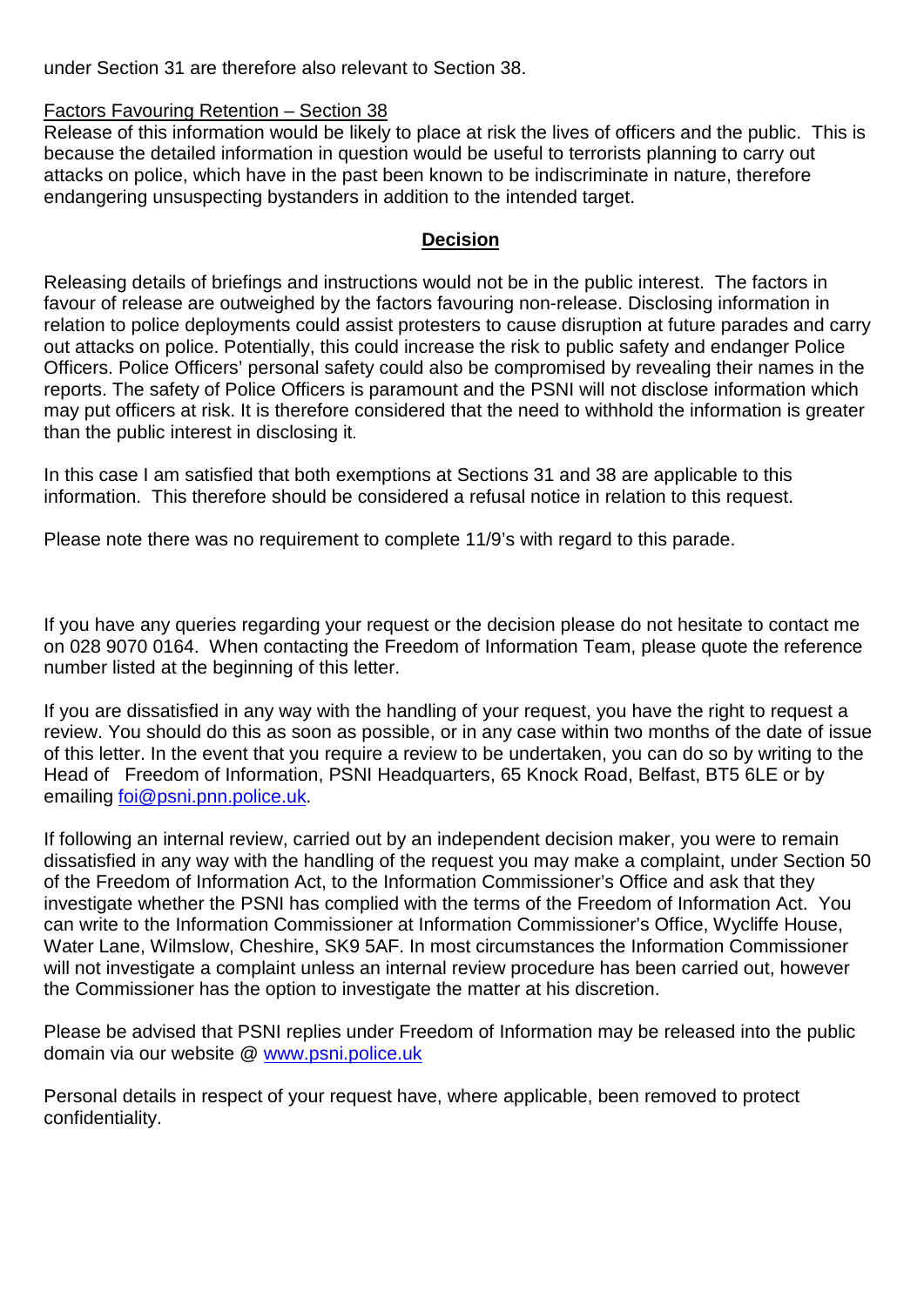under Section 31 are therefore also relevant to Section 38.

Factors Favouring Retention – Section 38

Release of this information would be likely to place at risk the lives of officers and the public. This is because the detailed information in question would be useful to terrorists planning to carry out attacks on police, which have in the past been known to be indiscriminate in nature, therefore endangering unsuspecting bystanders in addition to the intended target.

**Decision**

Releasing details of briefings and instructions would not be in the public interest. The factors in favour of release are outweighed by the factors favouring non-release. Disclosing information in relation to police deployments could assist protesters to cause disruption at future parades and carry out attacks on police. Potentially, this could increase the risk to public safety and endanger Police Officers. Police Officers' personal safety could also be compromised by revealing their names in the reports. The safety of Police Officers is paramount and the PSNI will not disclose information which may put officers at risk. It is therefore considered that the need to withhold the information is greater than the public interest in disclosing it.

In this case I am satisfied that both exemptions at Sections 31 and 38 are applicable to this information. This therefore should be considered a refusal notice in relation to this request.

Please note there was no requirement to complete 11/9's with regard to this parade.

If you have any queries regarding your request or the decision please do not hesitate to contact me on 028 9070 0164. When contacting the Freedom of Information Team, please quote the reference number listed at the beginning of this letter.

If you are dissatisfied in any way with the handling of your request, you have the right to request a review. You should do this as soon as possible, or in any case within two months of the date of issue of this letter. In the event that you require a review to be undertaken, you can do so by writing to the Head of Freedom of Information, PSNI Headquarters, 65 Knock Road, Belfast, BT5 6LE or by emailing foi@psni.pnn.police.uk.

If following an internal review, carried out by an independent decision maker, you were to remain dissatisfied in any way with the handling of the request you may make a complaint, under Section 50 of the Freedom of Information Act, to the Information Commissioner's Office and ask that they investigate whether the PSNI has complied with the terms of the Freedom of Information Act. You can write to the Information Commissioner at Information Commissioner's Office, Wycliffe House, Water Lane, Wilmslow, Cheshire, SK9 5AF. In most circumstances the Information Commissioner will not investigate a complaint unless an internal review procedure has been carried out, however the Commissioner has the option to investigate the matter at his discretion.

Please be advised that PSNI replies under Freedom of Information may be released into the public domain via our website @ www.psni.police.uk

Personal details in respect of your request have, where applicable, been removed to protect confidentiality.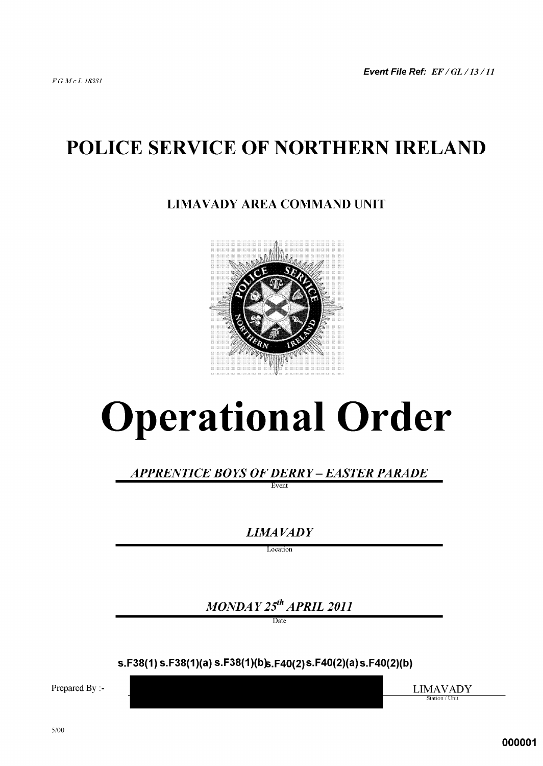F G McL 18331

***Event File Ref:*** *EF / GL / 13 / 11*

# POLICE SERVICE OF NORTHERN IRELAND

## LIMAVADY AREA COMMAND UNIT

# Operational Order

***APPRENTICE BOYS OF DERRY – EASTER PARADE***

Event

***LIMAVADY***

Location

***MONDAY 25th APRIL 2011***

Date

**s.F38(1) s.F38(1)(a) s.F38(1)(b) s.F40(2) s.F40(2)(a) s.F40(2)(b)**

Prepared By :-

LIMAVADY

Station / Unit

5/00

**000001**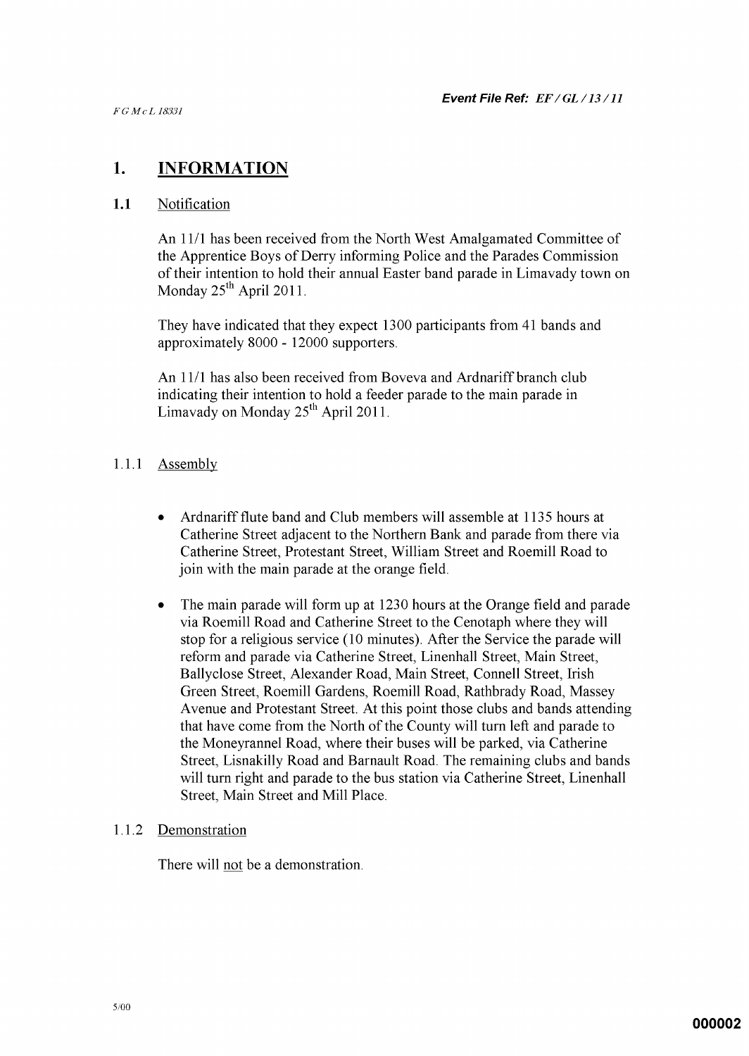*F G McL 18331*

***Event File Ref: EF / GL / 13 / 11***

# 1. INFORMATION

## 1.1 Notification

An 11/1 has been received from the North West Amalgamated Committee of the Apprentice Boys of Derry informing Police and the Parades Commission of their intention to hold their annual Easter band parade in Limavady town on Monday 25th April 2011.

They have indicated that they expect 1300 participants from 41 bands and approximately 8000 - 12000 supporters.

An 11/1 has also been received from Boveva and Ardnariff branch club indicating their intention to hold a feeder parade to the main parade in Limavady on Monday 25th April 2011.

### 1.1.1 Assembly

- Ardnariff flute band and Club members will assemble at 1135 hours at Catherine Street adjacent to the Northern Bank and parade from there via Catherine Street, Protestant Street, William Street and Roemill Road to join with the main parade at the orange field.
- The main parade will form up at 1230 hours at the Orange field and parade via Roemill Road and Catherine Street to the Cenotaph where they will stop for a religious service (10 minutes). After the Service the parade will reform and parade via Catherine Street, Linenhall Street, Main Street, Ballyclose Street, Alexander Road, Main Street, Connell Street, Irish Green Street, Roemill Gardens, Roemill Road, Rathbrady Road, Massey Avenue and Protestant Street. At this point those clubs and bands attending that have come from the North of the County will turn left and parade to the Moneyrannel Road, where their buses will be parked, via Catherine Street, Lisnakilly Road and Barnault Road. The remaining clubs and bands will turn right and parade to the bus station via Catherine Street, Linenhall Street, Main Street and Mill Place.

### 1.1.2 Demonstration

There will not be a demonstration.

5/00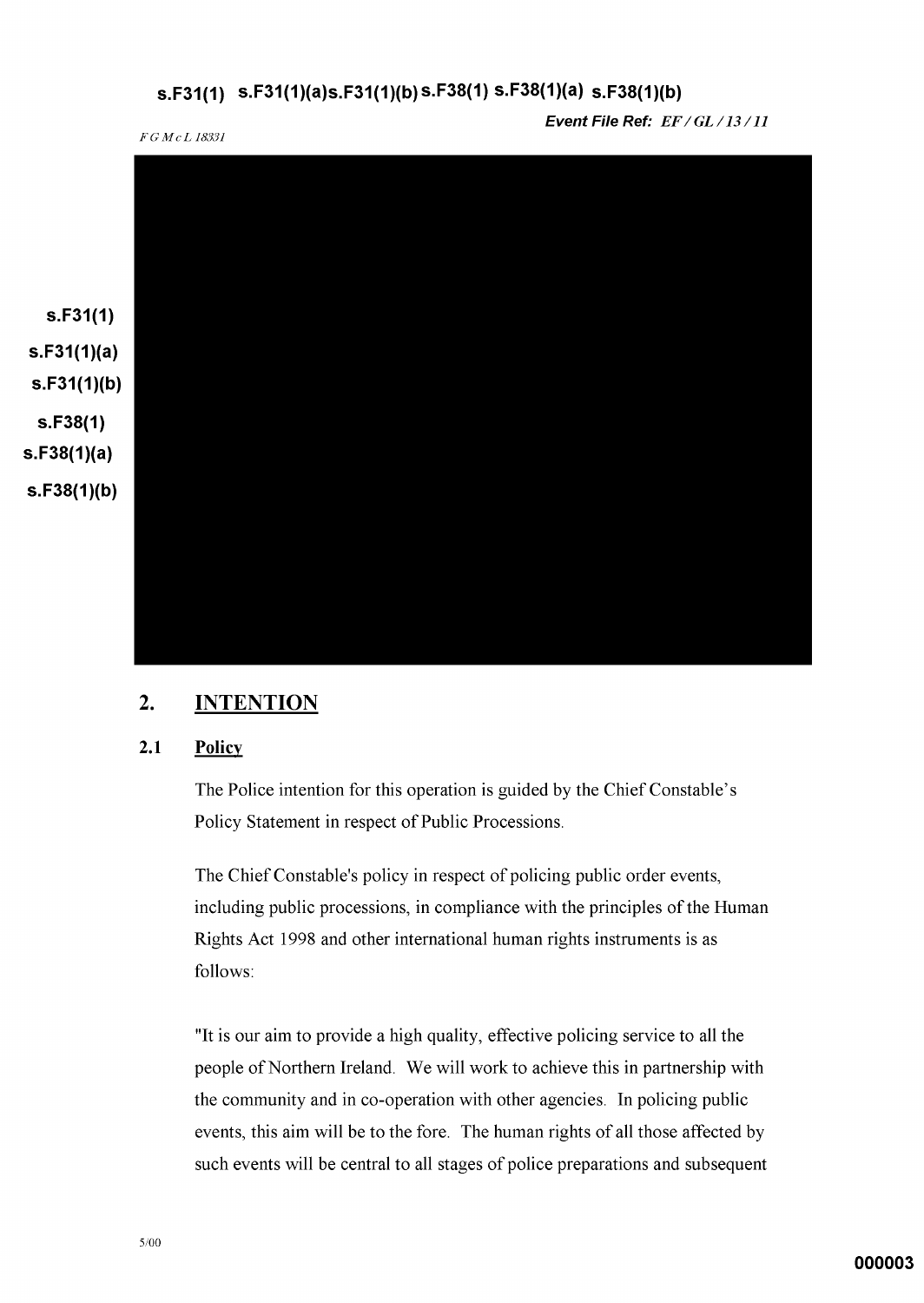s.F31(1) s.F31(1)(a)s.F31(1)(b) s.F38(1) s.F38(1)(a) s.F38(1)(b)

***Event File Ref:*** *EF / GL / 13 / 11*

*F G McL 18331*

s.F31(1)
s.F31(1)(a)
s.F31(1)(b)
s.F38(1)
s.F38(1)(a)
s.F38(1)(b)

## 2. INTENTION

### 2.1 Policy

The Police intention for this operation is guided by the Chief Constable's Policy Statement in respect of Public Processions.

The Chief Constable's policy in respect of policing public order events, including public processions, in compliance with the principles of the Human Rights Act 1998 and other international human rights instruments is as follows:

"It is our aim to provide a high quality, effective policing service to all the people of Northern Ireland. We will work to achieve this in partnership with the community and in co-operation with other agencies. In policing public events, this aim will be to the fore. The human rights of all those affected by such events will be central to all stages of police preparations and subsequent

5/00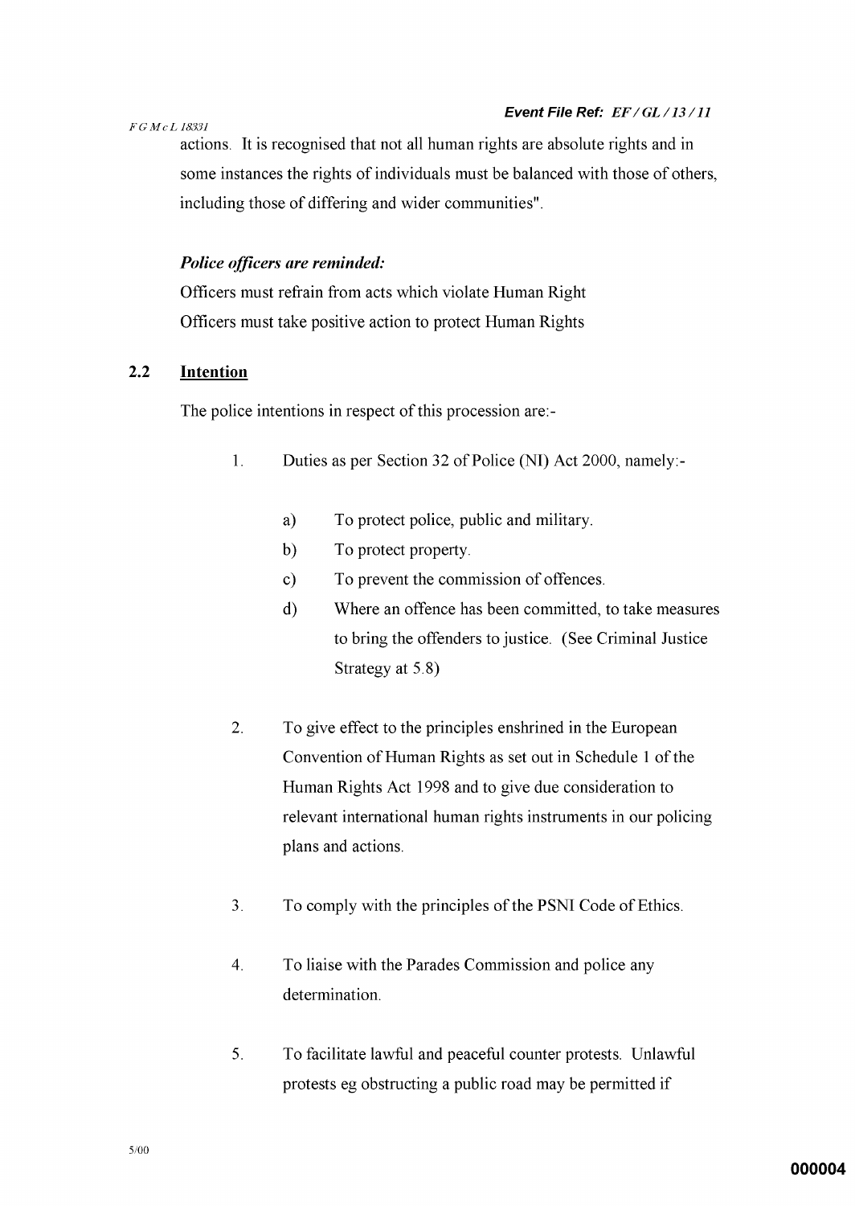actions. It is recognised that not all human rights are absolute rights and in some instances the rights of individuals must be balanced with those of others, including those of differing and wider communities".

***Police officers are reminded:***

Officers must refrain from acts which violate Human Right

Officers must take positive action to protect Human Rights

## 2.2 Intention

The police intentions in respect of this procession are:-

1. Duties as per Section 32 of Police (NI) Act 2000, namely:-

    a) To protect police, public and military.

    b) To protect property.

    c) To prevent the commission of offences.

    d) Where an offence has been committed, to take measures to bring the offenders to justice. (See Criminal Justice Strategy at 5.8)

2. To give effect to the principles enshrined in the European Convention of Human Rights as set out in Schedule 1 of the Human Rights Act 1998 and to give due consideration to relevant international human rights instruments in our policing plans and actions.

3. To comply with the principles of the PSNI Code of Ethics.

4. To liaise with the Parades Commission and police any determination.

5. To facilitate lawful and peaceful counter protests. Unlawful protests eg obstructing a public road may be permitted if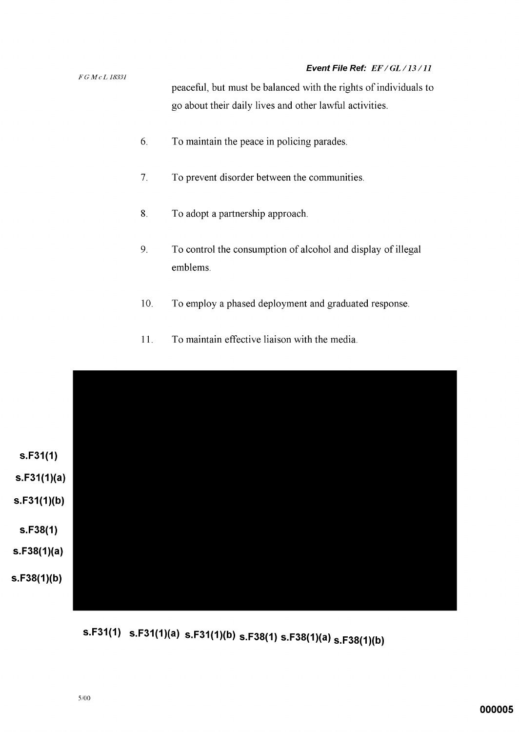peaceful, but must be balanced with the rights of individuals to go about their daily lives and other lawful activities.

6. To maintain the peace in policing parades.

7. To prevent disorder between the communities.

8. To adopt a partnership approach.

9. To control the consumption of alcohol and display of illegal emblems.

10. To employ a phased deployment and graduated response.

11. To maintain effective liaison with the media.

s.F31(1)
s.F31(1)(a)
s.F31(1)(b)
s.F38(1)
s.F38(1)(a)
s.F38(1)(b)

s.F31(1) s.F31(1)(a) s.F31(1)(b) s.F38(1) s.F38(1)(a) s.F38(1)(b)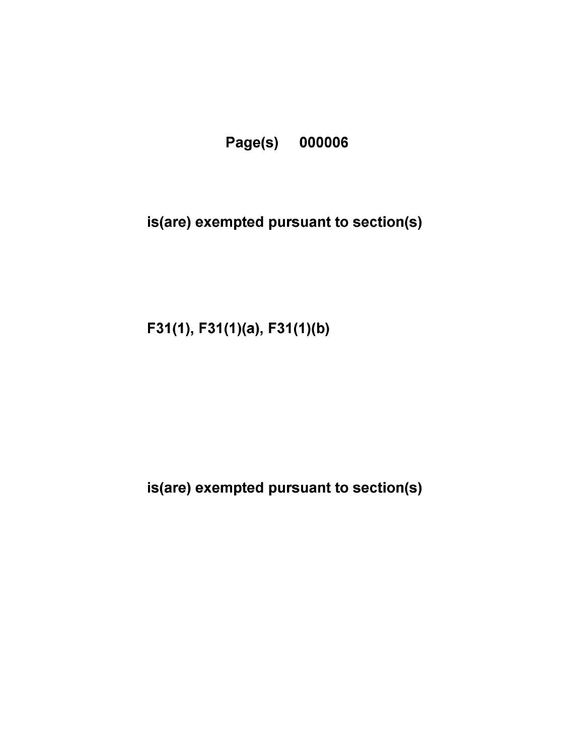Page(s) 000006

is(are) exempted pursuant to section(s)

F31(1), F31(1)(a), F31(1)(b)

is(are) exempted pursuant to section(s)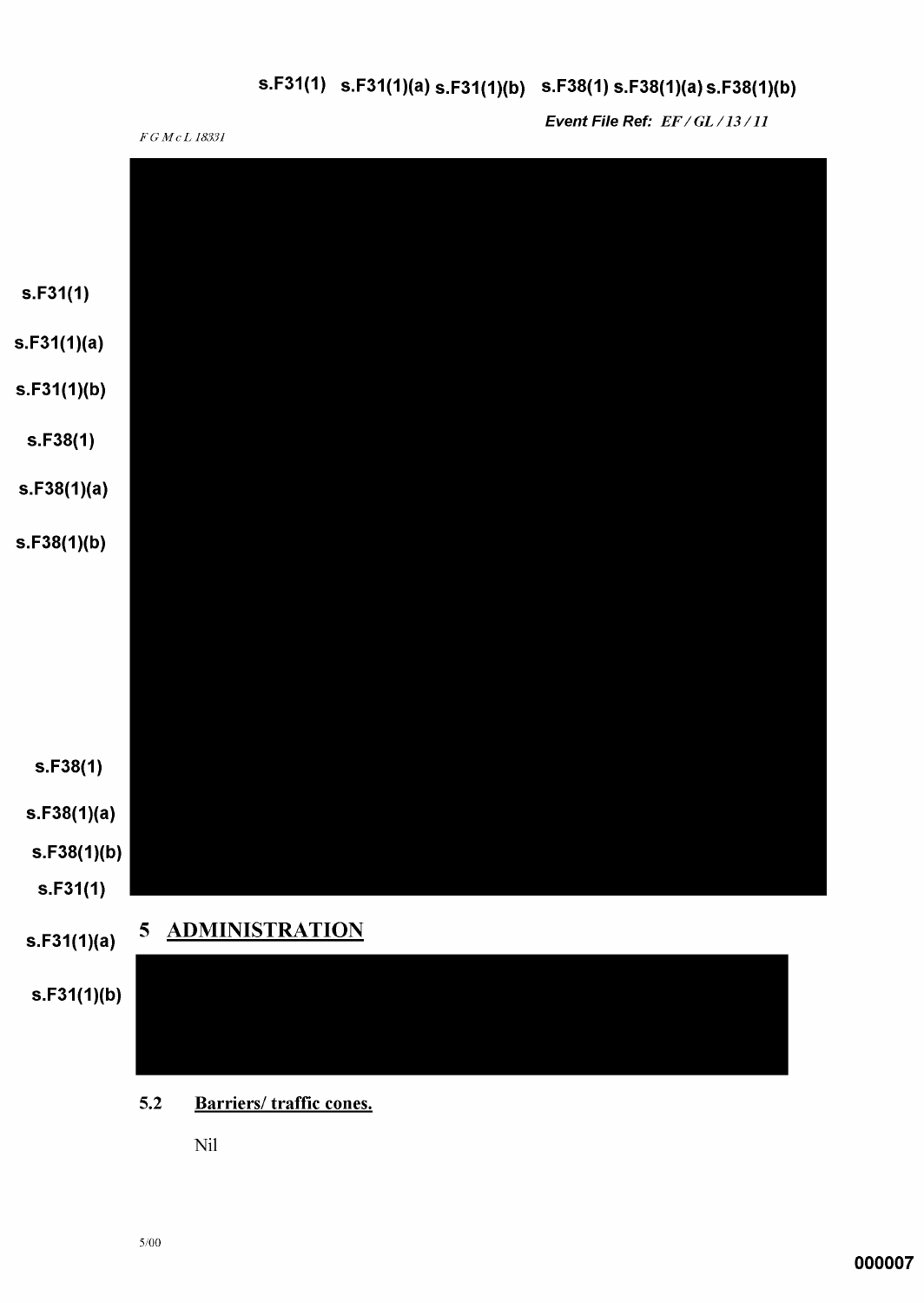s.F31(1) s.F31(1)(a) s.F31(1)(b) s.F38(1) s.F38(1)(a) s.F38(1)(b)

***Event File Ref: EF / GL / 13 / 11***

*F G McL 18331*

s.F31(1)

s.F31(1)(a)

s.F31(1)(b)

s.F38(1)

s.F38(1)(a)

s.F38(1)(b)

s.F38(1)

s.F38(1)(a)

s.F38(1)(b)

s.F31(1)

s.F31(1)(a)

## 5 ADMINISTRATION

s.F31(1)(b)

### 5.2 Barriers/ traffic cones.

Nil

5/00

000007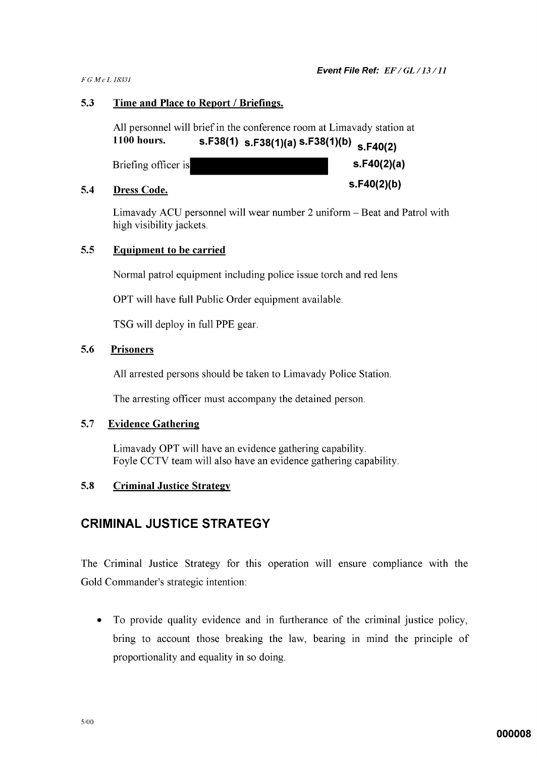### 5.3 Time and Place to Report / Briefings.

All personnel will brief in the conference room at Limavady station at **1100 hours.** **s.F38(1) s.F38(1)(a) s.F38(1)(b) s.F40(2)**

Briefing officer is ██████████ **s.F40(2)(a)**

**s.F40(2)(b)**

### 5.4 Dress Code.

Limavady ACU personnel will wear number 2 uniform – Beat and Patrol with high visibility jackets.

### 5.5 Equipment to be carried

Normal patrol equipment including police issue torch and red lens

OPT will have full Public Order equipment available.

TSG will deploy in full PPE gear.

### 5.6 Prisoners

All arrested persons should be taken to Limavady Police Station.

The arresting officer must accompany the detained person.

### 5.7 Evidence Gathering

Limavady OPT will have an evidence gathering capability.
Foyle CCTV team will also have an evidence gathering capability.

### 5.8 Criminal Justice Strategy

## CRIMINAL JUSTICE STRATEGY

The Criminal Justice Strategy for this operation will ensure compliance with the Gold Commander's strategic intention:

- To provide quality evidence and in furtherance of the criminal justice policy, bring to account those breaking the law, bearing in mind the principle of proportionality and equality in so doing.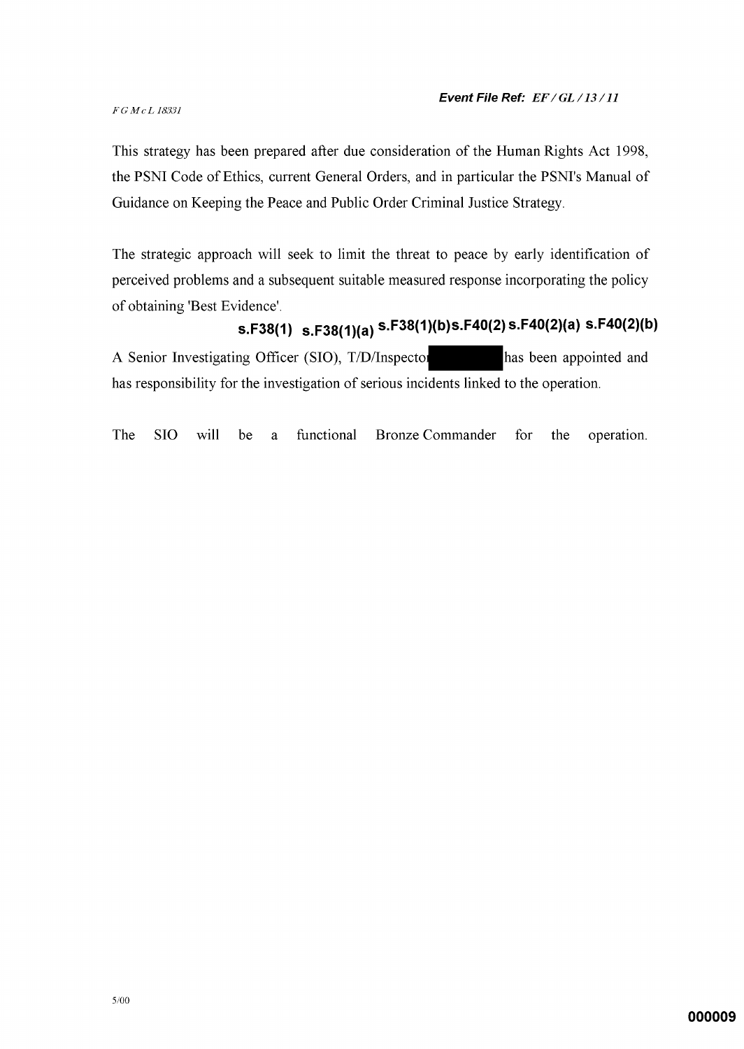*F G McL 18331*

***Event File Ref:** EF / GL / 13 / 11*

This strategy has been prepared after due consideration of the Human Rights Act 1998, the PSNI Code of Ethics, current General Orders, and in particular the PSNI's Manual of Guidance on Keeping the Peace and Public Order Criminal Justice Strategy.

The strategic approach will seek to limit the threat to peace by early identification of perceived problems and a subsequent suitable measured response incorporating the policy of obtaining 'Best Evidence'.

**s.F38(1) s.F38(1)(a) s.F38(1)(b) s.F40(2) s.F40(2)(a) s.F40(2)(b)**

A Senior Investigating Officer (SIO), T/D/Inspector [redacted] has been appointed and has responsibility for the investigation of serious incidents linked to the operation.

The SIO will be a functional Bronze Commander for the operation.

5/00

**000009**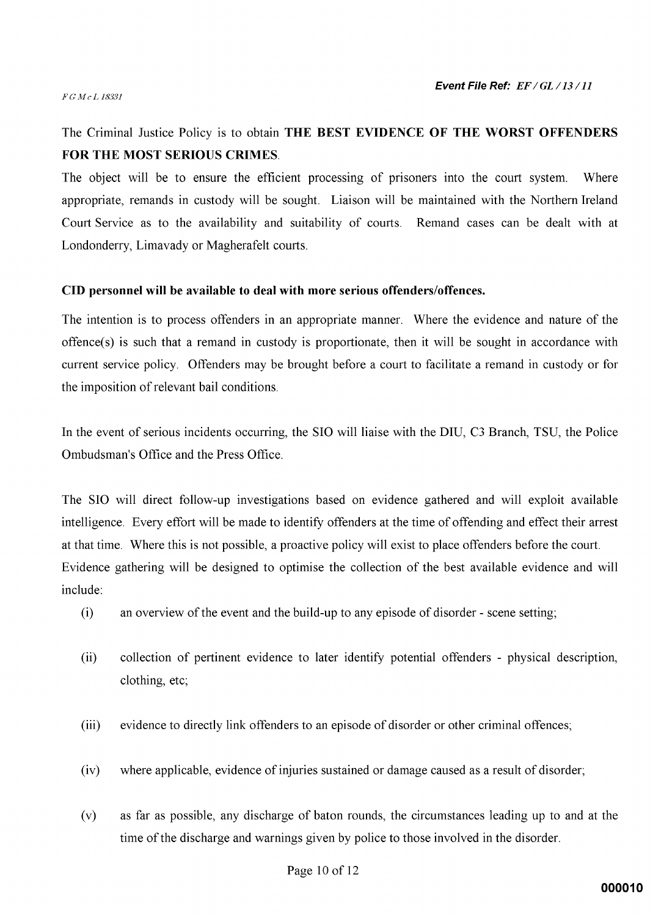The Criminal Justice Policy is to obtain **THE BEST EVIDENCE OF THE WORST OFFENDERS FOR THE MOST SERIOUS CRIMES**.

The object will be to ensure the efficient processing of prisoners into the court system. Where appropriate, remands in custody will be sought. Liaison will be maintained with the Northern Ireland Court Service as to the availability and suitability of courts. Remand cases can be dealt with at Londonderry, Limavady or Magherafelt courts.

**CID personnel will be available to deal with more serious offenders/offences.**

The intention is to process offenders in an appropriate manner. Where the evidence and nature of the offence(s) is such that a remand in custody is proportionate, then it will be sought in accordance with current service policy. Offenders may be brought before a court to facilitate a remand in custody or for the imposition of relevant bail conditions.

In the event of serious incidents occurring, the SIO will liaise with the DIU, C3 Branch, TSU, the Police Ombudsman's Office and the Press Office.

The SIO will direct follow-up investigations based on evidence gathered and will exploit available intelligence. Every effort will be made to identify offenders at the time of offending and effect their arrest at that time. Where this is not possible, a proactive policy will exist to place offenders before the court. Evidence gathering will be designed to optimise the collection of the best available evidence and will include:

(i) an overview of the event and the build-up to any episode of disorder - scene setting;

(ii) collection of pertinent evidence to later identify potential offenders - physical description, clothing, etc;

(iii) evidence to directly link offenders to an episode of disorder or other criminal offences;

(iv) where applicable, evidence of injuries sustained or damage caused as a result of disorder;

(v) as far as possible, any discharge of baton rounds, the circumstances leading up to and at the time of the discharge and warnings given by police to those involved in the disorder.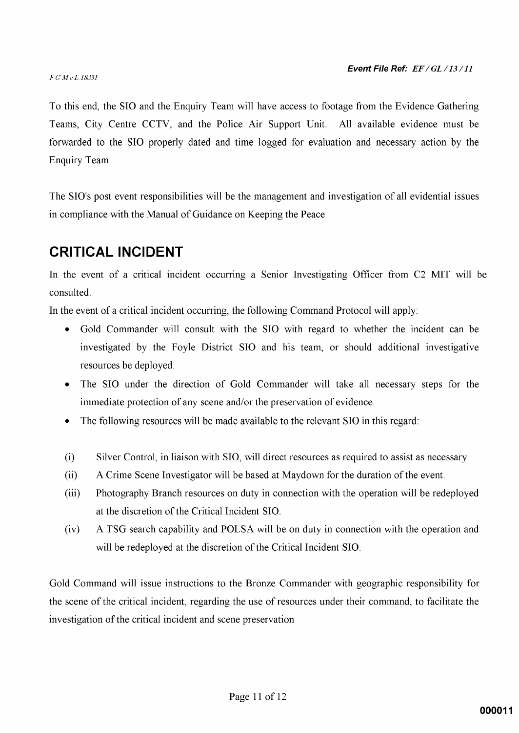To this end, the SIO and the Enquiry Team will have access to footage from the Evidence Gathering Teams, City Centre CCTV, and the Police Air Support Unit. All available evidence must be forwarded to the SIO properly dated and time logged for evaluation and necessary action by the Enquiry Team.

The SIO's post event responsibilities will be the management and investigation of all evidential issues in compliance with the Manual of Guidance on Keeping the Peace

## CRITICAL INCIDENT

In the event of a critical incident occurring a Senior Investigating Officer from C2 MIT will be consulted.

In the event of a critical incident occurring, the following Command Protocol will apply:

- Gold Commander will consult with the SIO with regard to whether the incident can be investigated by the Foyle District SIO and his team, or should additional investigative resources be deployed.
- The SIO under the direction of Gold Commander will take all necessary steps for the immediate protection of any scene and/or the preservation of evidence.
- The following resources will be made available to the relevant SIO in this regard:

(i) Silver Control, in liaison with SIO, will direct resources as required to assist as necessary.

(ii) A Crime Scene Investigator will be based at Maydown for the duration of the event.

(iii) Photography Branch resources on duty in connection with the operation will be redeployed at the discretion of the Critical Incident SIO.

(iv) A TSG search capability and POLSA will be on duty in connection with the operation and will be redeployed at the discretion of the Critical Incident SIO.

Gold Command will issue instructions to the Bronze Commander with geographic responsibility for the scene of the critical incident, regarding the use of resources under their command, to facilitate the investigation of the critical incident and scene preservation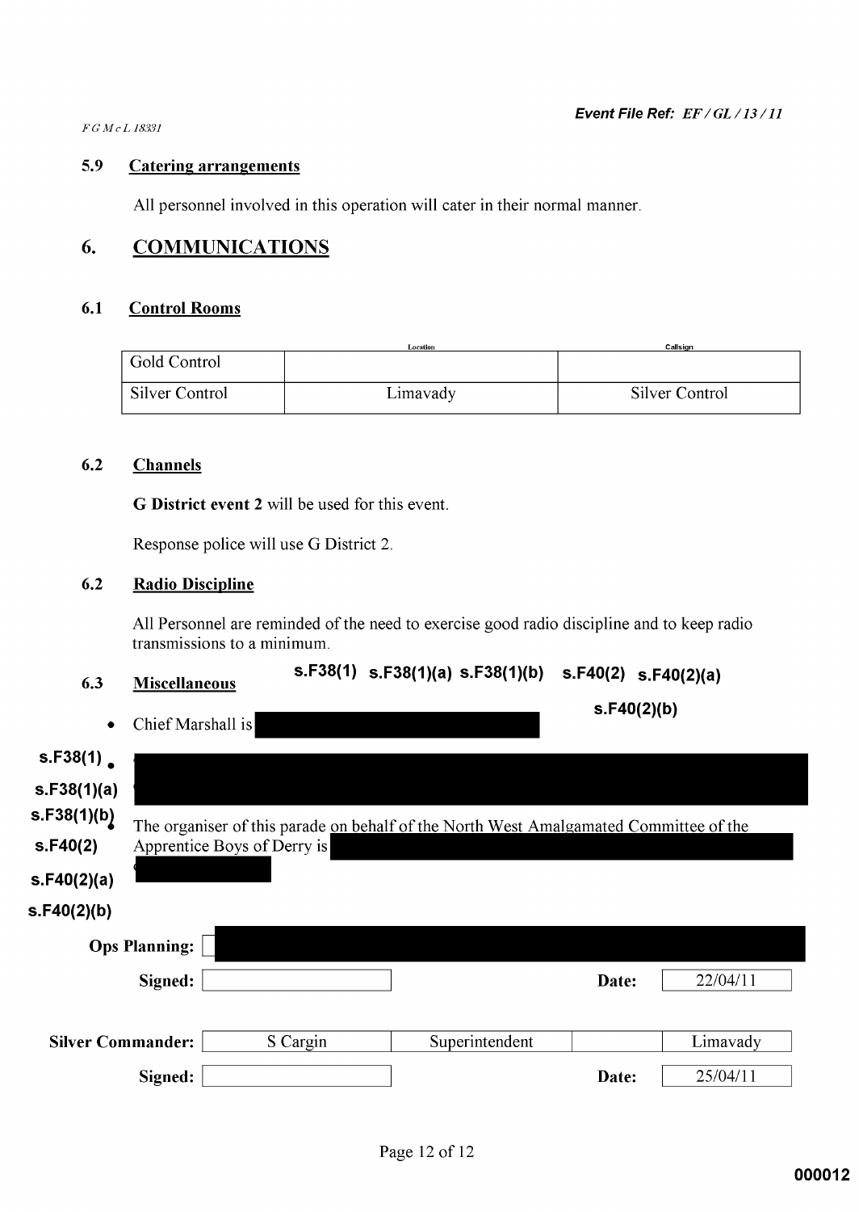*F G McL 18331*

***Event File Ref: EF / GL / 13 / 11***

### 5.9 Catering arrangements

All personnel involved in this operation will cater in their normal manner.

## 6. COMMUNICATIONS

### 6.1 Control Rooms

| | Location | Callsign |
|---|---|---|
| Gold Control | | |
| Silver Control | Limavady | Silver Control |

### 6.2 Channels

**G District event 2** will be used for this event.

Response police will use G District 2.

### 6.2 Radio Discipline

All Personnel are reminded of the need to exercise good radio discipline and to keep radio transmissions to a minimum.

### 6.3 Miscellaneous

**s.F38(1) s.F38(1)(a) s.F38(1)(b) s.F40(2) s.F40(2)(a) s.F40(2)(b)**

- Chief Marshall is [redacted]
- [redacted]
- The organiser of this parade on behalf of the North West Amalgamated Committee of the Apprentice Boys of Derry is [redacted]

**s.F38(1) s.F38(1)(a) s.F38(1)(b) s.F40(2) s.F40(2)(a) s.F40(2)(b)**

| | | | | |
|---|---|---|---|---|
| **Ops Planning:** | [redacted] | | | |
| **Signed:** | | | **Date:** | 22/04/11 |
| **Silver Commander:** | S Cargin | Superintendent | | Limavady |
| **Signed:** | | | **Date:** | 25/04/11 |

000012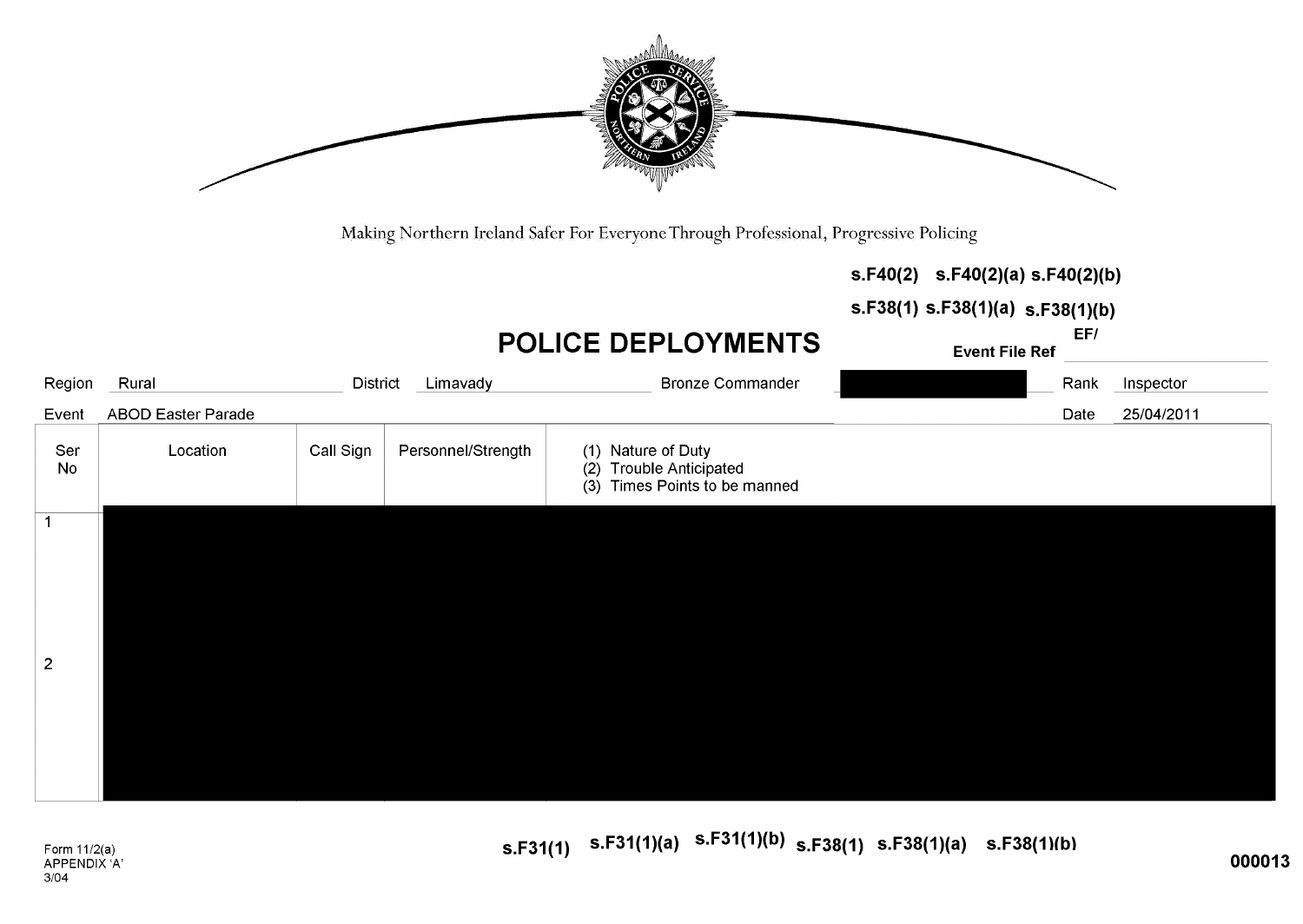Making Northern Ireland Safer For Everyone Through Professional, Progressive Policing

s.F40(2) s.F40(2)(a) s.F40(2)(b)

s.F38(1) s.F38(1)(a) s.F38(1)(b)

# POLICE DEPLOYMENTS

Event File Ref EF/

| Region | Rural | District | Limavady | Bronze Commander | | Rank | Inspector |
|---|---|---|---|---|---|---|---|
| Event | ABOD Easter Parade | | | | | Date | 25/04/2011 |

| Ser No | Location | Call Sign | Personnel/Strength | (1) Nature of Duty (2) Trouble Anticipated (3) Times Points to be manned |
|---|---|---|---|---|
| 1 | | | | |
| 2 | | | | |

s.F31(1) s.F31(1)(a) s.F31(1)(b) s.F38(1) s.F38(1)(a) s.F38(1)(b)

Form 11/2(a)
APPENDIX 'A'
3/04

000013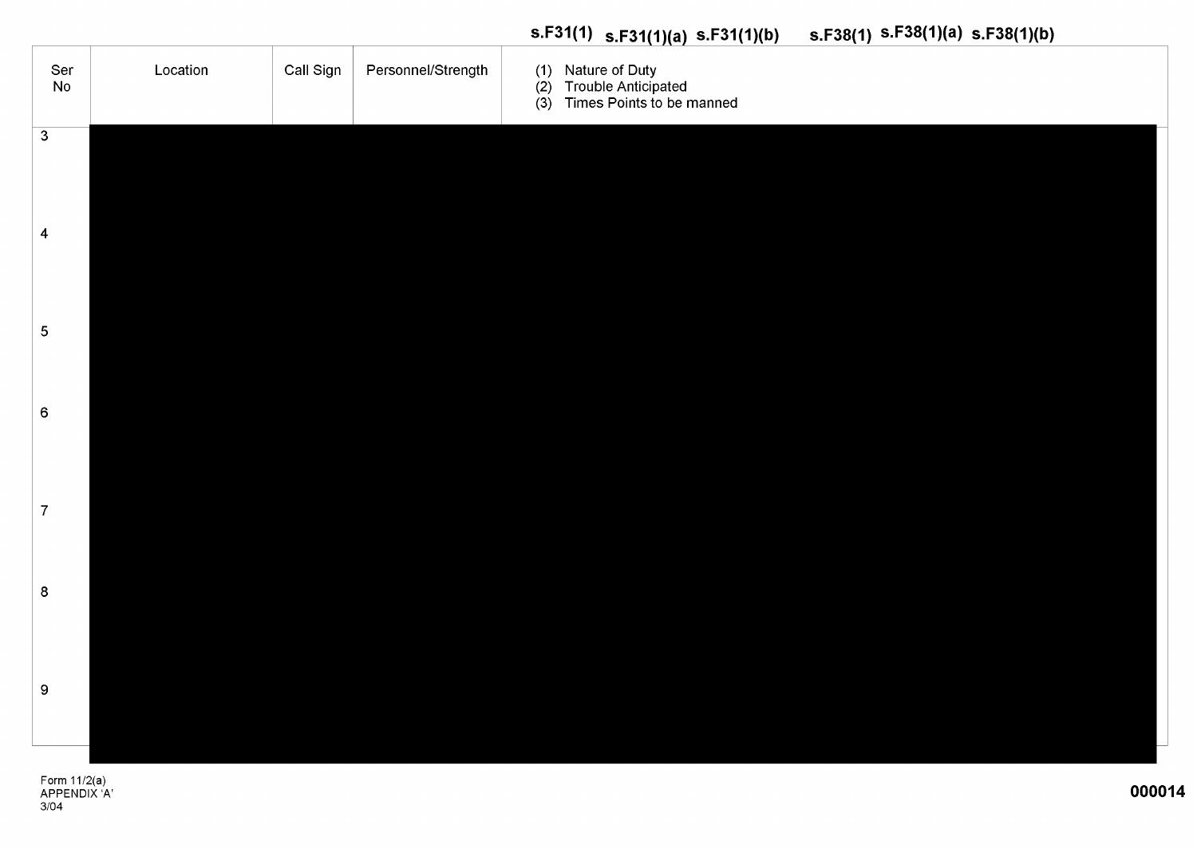s.F31(1) s.F31(1)(a) s.F31(1)(b) s.F38(1) s.F38(1)(a) s.F38(1)(b)

| Ser No | Location | Call Sign | Personnel/Strength | (1) Nature of Duty (2) Trouble Anticipated (3) Times Points to be manned |
|---|---|---|---|---|
| 3 | | | | |
| 4 | | | | |
| 5 | | | | |
| 6 | | | | |
| 7 | | | | |
| 8 | | | | |
| 9 | | | | |

Form 11/2(a)
APPENDIX 'A'
3/04

000014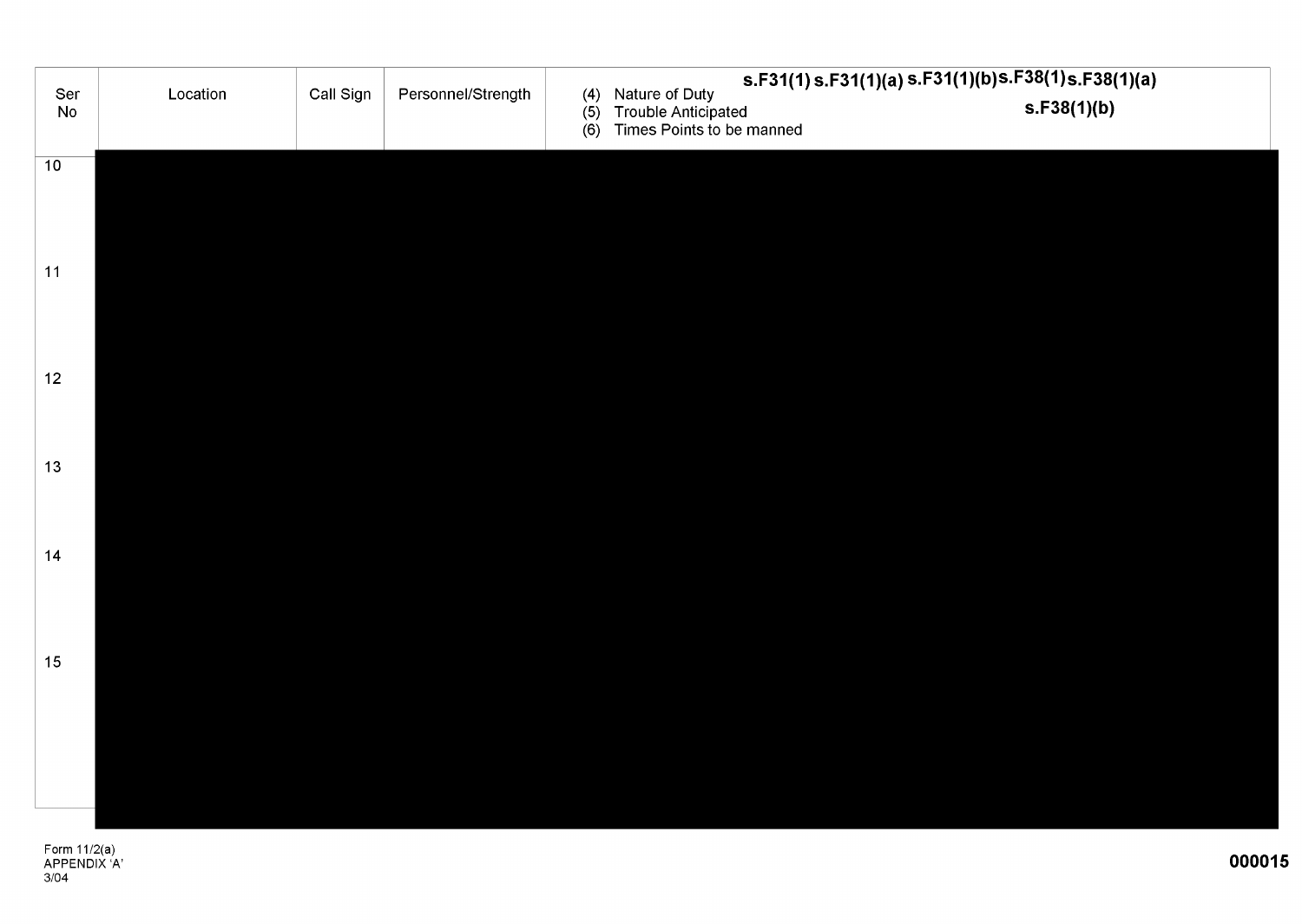| Ser No | Location | Call Sign | Personnel/Strength | (4) Nature of Duty (5) Trouble Anticipated (6) Times Points to be manned s.F31(1) s.F31(1)(a) s.F31(1)(b) s.F38(1) s.F38(1)(a) s.F38(1)(b) |
|---|---|---|---|---|
| 10 | | | | |
| 11 | | | | |
| 12 | | | | |
| 13 | | | | |
| 14 | | | | |
| 15 | | | | |

Form 11/2(a)
APPENDIX 'A'
3/04

000015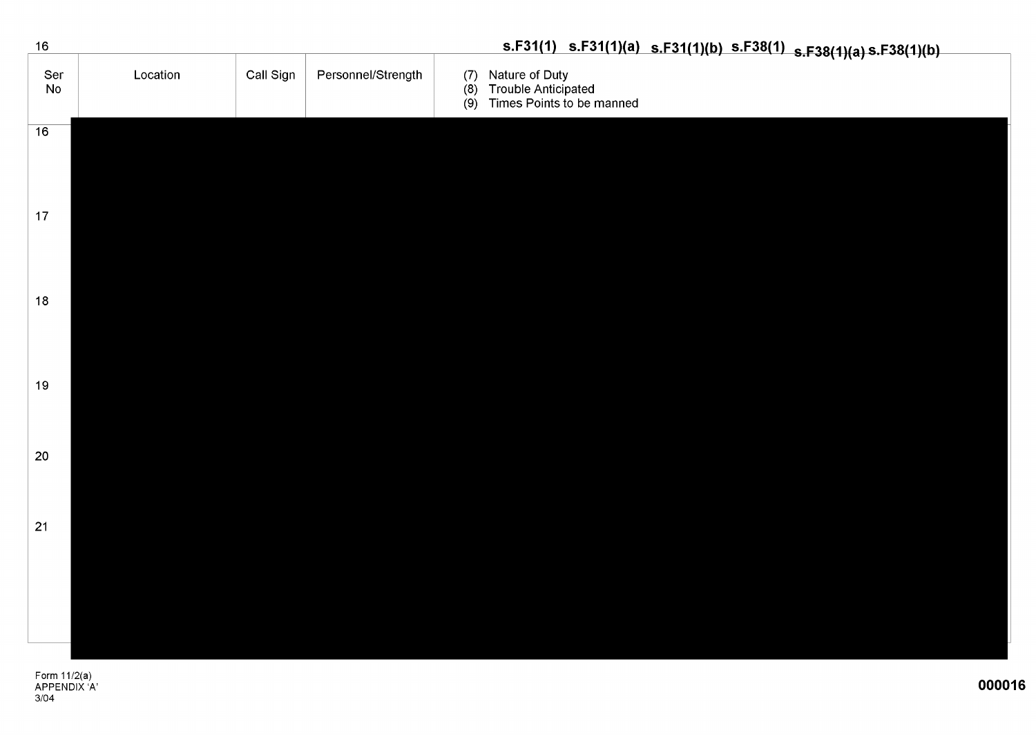s.F31(1) s.F31(1)(a) s.F31(1)(b) s.F38(1) s.F38(1)(a) s.F38(1)(b)

| Ser No | Location | Call Sign | Personnel/Strength | (7) Nature of Duty<br>(8) Trouble Anticipated<br>(9) Times Points to be manned |
|---|---|---|---|---|
| 16 | | | | |
| 17 | | | | |
| 18 | | | | |
| 19 | | | | |
| 20 | | | | |
| 21 | | | | |

Form 11/2(a)
APPENDIX 'A'
3/04

000016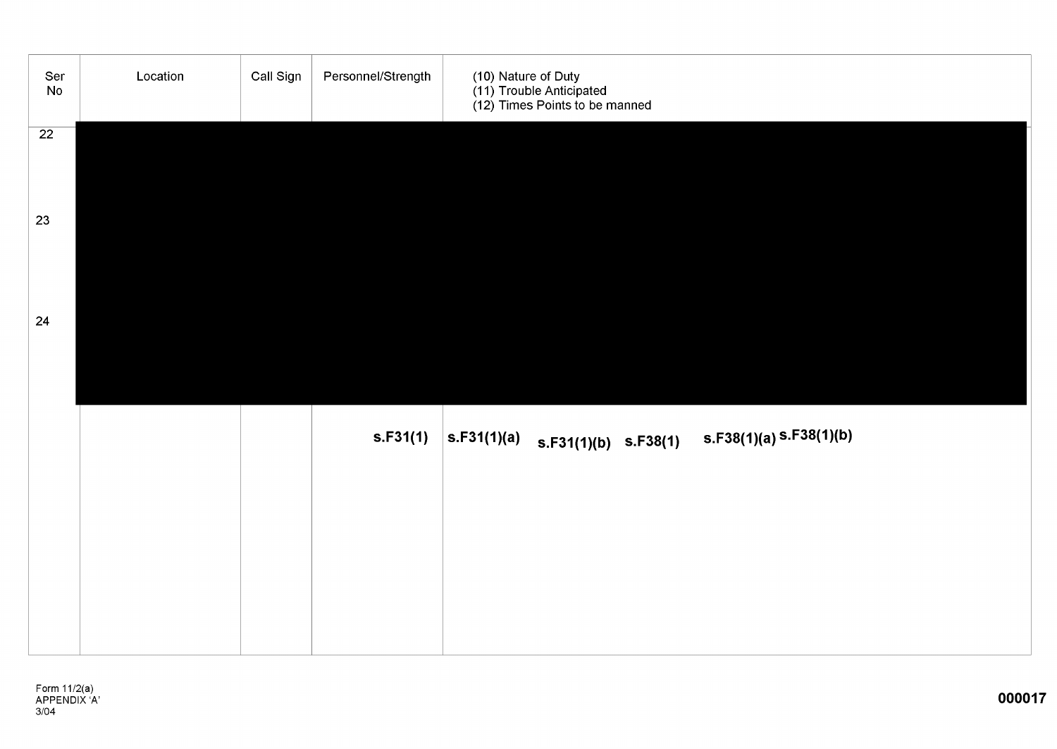| Ser No | Location | Call Sign | Personnel/Strength | (10) Nature of Duty (11) Trouble Anticipated (12) Times Points to be manned |
|---|---|---|---|---|
| 22 | | | | |
| 23 | | | | |
| 24 | | | | |
| | | | s.F31(1) | s.F31(1)(a) s.F31(1)(b) s.F38(1) s.F38(1)(a) s.F38(1)(b) |

Form 11/2(a)
APPENDIX 'A'
3/04

000017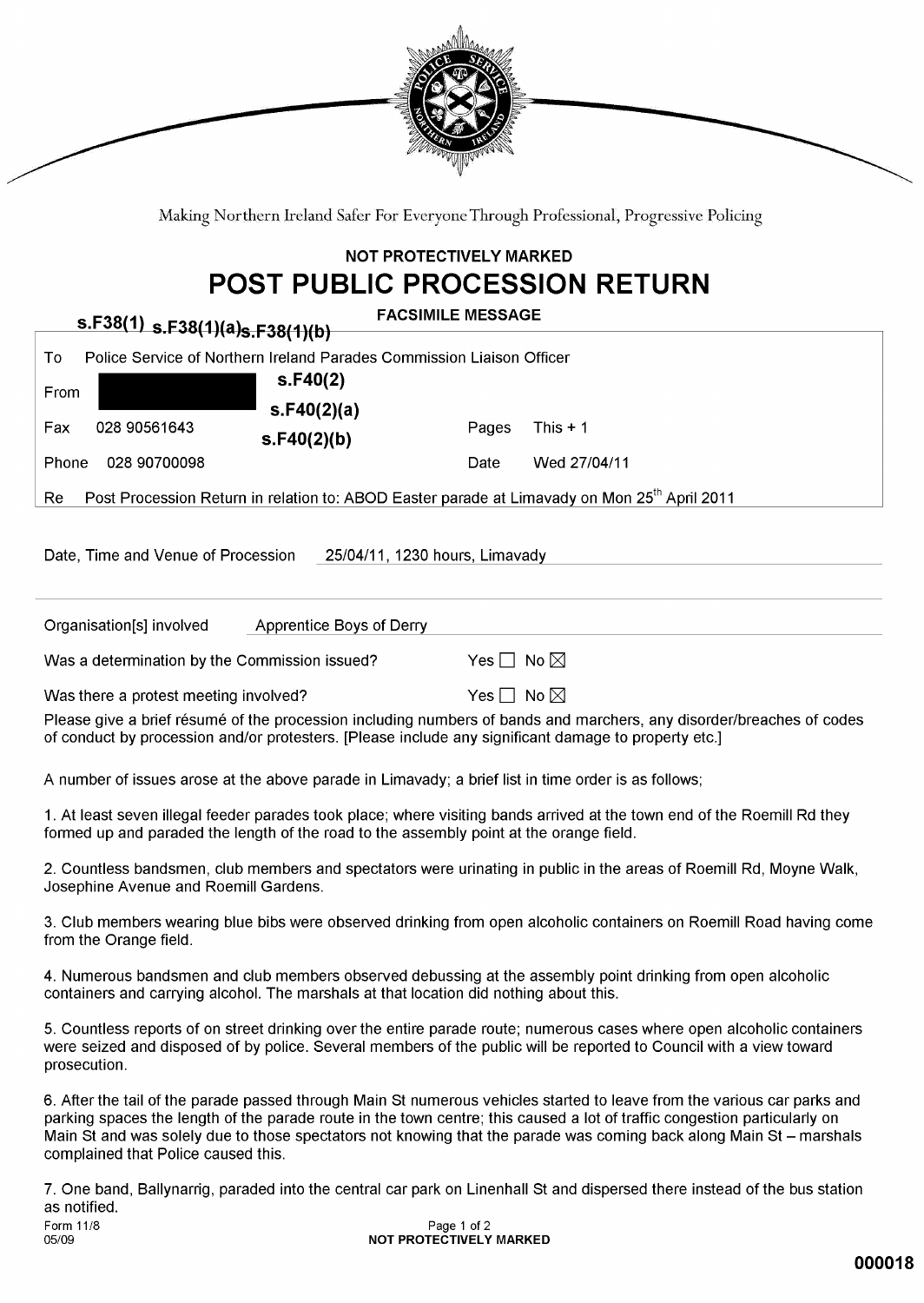Making Northern Ireland Safer For Everyone Through Professional, Progressive Policing

NOT PROTECTIVELY MARKED

# POST PUBLIC PROCESSION RETURN

**FACSIMILE MESSAGE**

**s.F38(1) s.F38(1)(a) s.F38(1)(b)**

| | | | |
|---|---|---|---|
| To | Police Service of Northern Ireland Parades Commission Liaison Officer | | |
| From | ███ **s.F40(2) s.F40(2)(a) s.F40(2)(b)** | | |
| Fax | 028 90561643 | Pages | This + 1 |
| Phone | 028 90700098 | Date | Wed 27/04/11 |
| Re | Post Procession Return in relation to: ABOD Easter parade at Limavady on Mon 25th April 2011 | | |

Date, Time and Venue of Procession 25/04/11, 1230 hours, Limavady

Organisation[s] involved Apprentice Boys of Derry

Was a determination by the Commission issued? Yes ☐ No ☒

Was there a protest meeting involved? Yes ☐ No ☒

Please give a brief résumé of the procession including numbers of bands and marchers, any disorder/breaches of codes of conduct by procession and/or protesters. [Please include any significant damage to property etc.]

A number of issues arose at the above parade in Limavady; a brief list in time order is as follows;

1. At least seven illegal feeder parades took place; where visiting bands arrived at the town end of the Roemill Rd they formed up and paraded the length of the road to the assembly point at the orange field.

2. Countless bandsmen, club members and spectators were urinating in public in the areas of Roemill Rd, Moyne Walk, Josephine Avenue and Roemill Gardens.

3. Club members wearing blue bibs were observed drinking from open alcoholic containers on Roemill Road having come from the Orange field.

4. Numerous bandsmen and club members observed debussing at the assembly point drinking from open alcoholic containers and carrying alcohol. The marshals at that location did nothing about this.

5. Countless reports of on street drinking over the entire parade route; numerous cases where open alcoholic containers were seized and disposed of by police. Several members of the public will be reported to Council with a view toward prosecution.

6. After the tail of the parade passed through Main St numerous vehicles started to leave from the various car parks and parking spaces the length of the parade route in the town centre; this caused a lot of traffic congestion particularly on Main St and was solely due to those spectators not knowing that the parade was coming back along Main St – marshals complained that Police caused this.

7. One band, Ballynarrig, paraded into the central car park on Linenhall St and dispersed there instead of the bus station as notified.

Form 11/8
05/09

NOT PROTECTIVELY MARKED

000018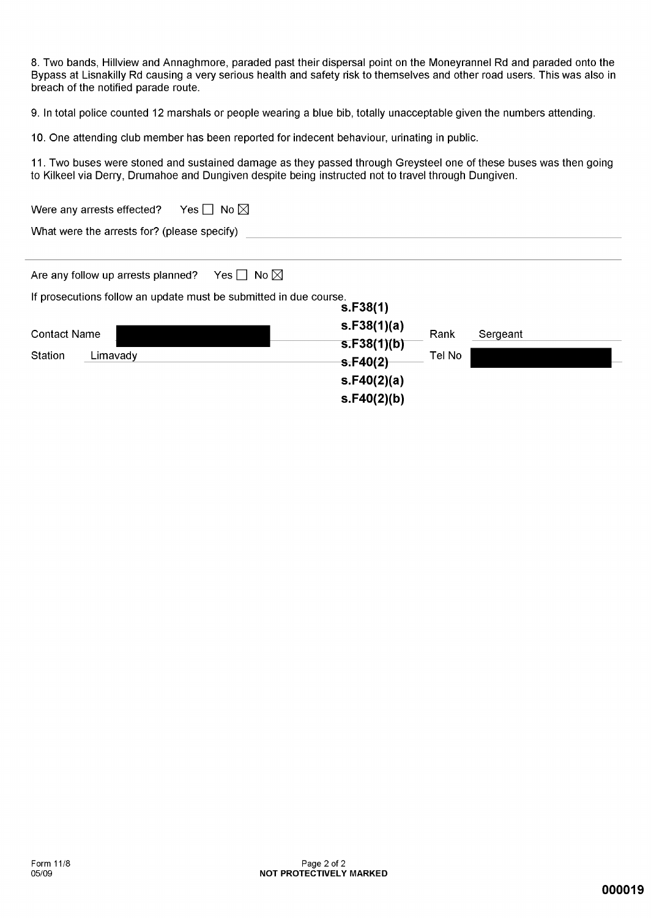8. Two bands, Hillview and Annaghmore, paraded past their dispersal point on the Moneyrannel Rd and paraded onto the Bypass at Lisnakilly Rd causing a very serious health and safety risk to themselves and other road users. This was also in breach of the notified parade route.

9. In total police counted 12 marshals or people wearing a blue bib, totally unacceptable given the numbers attending.

10. One attending club member has been reported for indecent behaviour, urinating in public.

11. Two buses were stoned and sustained damage as they passed through Greysteel one of these buses was then going to Kilkeel via Derry, Drumahoe and Dungiven despite being instructed not to travel through Dungiven.

Were any arrests effected? Yes ☐ No ☒

What were the arrests for? (please specify)

Are any follow up arrests planned? Yes ☐ No ☒

If prosecutions follow an update must be submitted in due course.

**s.F38(1)**
**s.F38(1)(a)**
**s.F38(1)(b)**
**s.F40(2)**
**s.F40(2)(a)**
**s.F40(2)(b)**

Contact Name [REDACTED] Rank Sergeant

Station Limavady Tel No [REDACTED]

Form 11/8
05/09

**NOT PROTECTIVELY MARKED**

**000019**